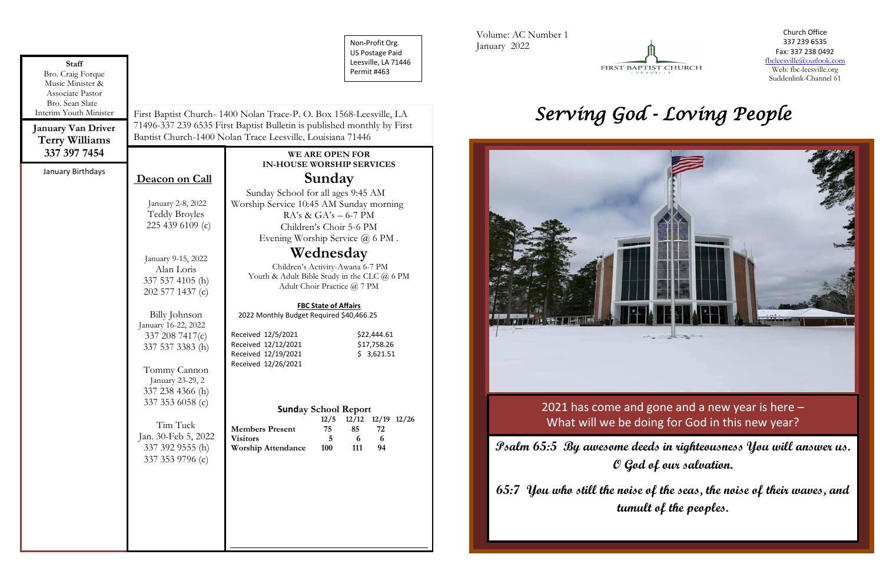**Staff**

Bro. Craig Forque
Music Minister &
Associate Pastor
Bro. Sean Slate
Interim Youth Minister

**January Van Driver**
**Terry Williams**
**337 397 7454**

January Birthdays

Non-Profit Org.
US Postage Paid
Leesville, LA 71446
Permit #463

First Baptist Church- 1400 Nolan Trace-P. O. Box 1568-Leesville, LA 71496-337 239 6535 First Baptist Bulletin is published monthly by First Baptist Church-1400 Nolan Trace Leesville, Louisiana 71446

## Deacon on Call

January 2-8, 2022
Teddy Broyles
225 439 6109 (c)

January 9-15, 2022
Alan Loris
337 537 4105 (h)
202 577 1437 (c)

Billy Johnson
January 16-22, 2022
337 208 7417(c)
337 537 3383 (h)

Tommy Cannon
January 23-29, 2
337 238 4366 (h)
337 353 6058 (c)

Tim Tuck
Jan. 30-Feb 5, 2022
337 392 9555 (h)
337 353 9796 (c)

**WE ARE OPEN FOR IN-HOUSE WORSHIP SERVICES**

## Sunday

Sunday School for all ages 9:45 AM
Worship Service 10:45 AM Sunday morning
RA's & GA's – 6-7 PM
Children's Choir 5-6 PM
Evening Worship Service @ 6 PM .

## Wednesday

Children's Activity-Awana 6-7 PM
Youth & Adult Bible Study in the CLC @ 6 PM
Adult Choir Practice @ 7 PM

**FBC State of Affairs**

2022 Monthly Budget Required $40,466.25

| | |
|---|---|
| Received 12/5/2021 | $22,444.61 |
| Received 12/12/2021 | $17,758.26 |
| Received 12/19/2021 | $ 3,621.51 |
| Received 12/26/2021 | |

**Sunday School Report**

| | 12/5 | 12/12 | 12/19 | 12/26 |
|---|---|---|---|---|
| **Members Present** | 75 | 85 | 72 | |
| **Visitors** | 5 | 6 | 6 | |
| **Worship Attendance** | 100 | 111 | 94 | |

Volume: AC Number 1
January 2022

FIRST BAPTIST CHURCH
LEESVILLE

Church Office
337 239 6535
Fax: 337 238 0492
fbcleesville@outlook.com
Web: fbc-leesville.org
Suddenlink-Channel 61

# *Serving God - Loving People*

2021 has come and gone and a new year is here – What will we be doing for God in this new year?

**Psalm 65:5 By awesome deeds in righteousness You will answer us. O God of our salvation.**

**65:7 You who still the noise of the seas, the noise of their waves, and tumult of the peoples.**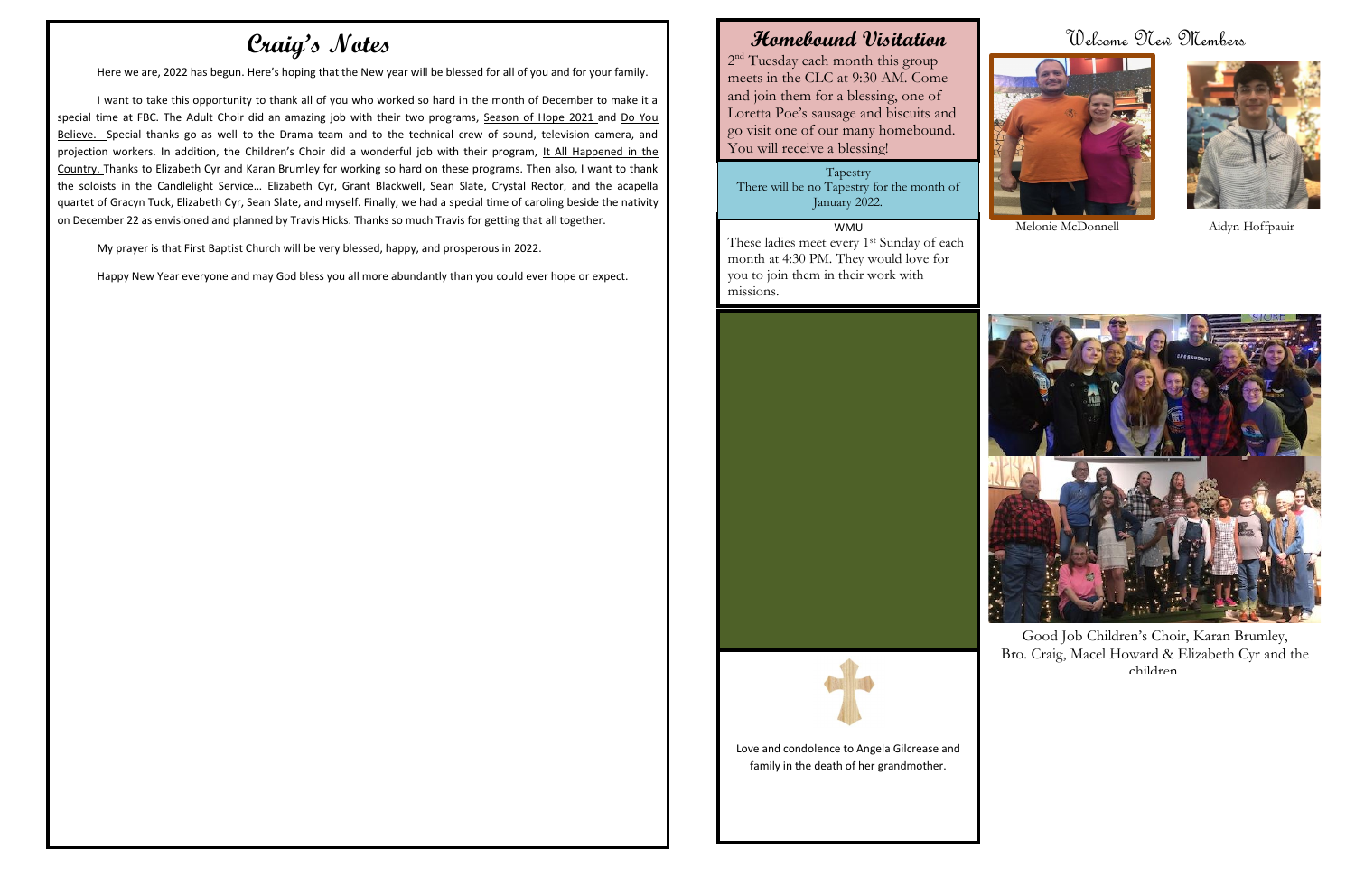# Craig's Notes

Here we are, 2022 has begun. Here's hoping that the New year will be blessed for all of you and for your family.

I want to take this opportunity to thank all of you who worked so hard in the month of December to make it a special time at FBC. The Adult Choir did an amazing job with their two programs, Season of Hope 2021 and Do You Believe. Special thanks go as well to the Drama team and to the technical crew of sound, television camera, and projection workers. In addition, the Children's Choir did a wonderful job with their program, It All Happened in the Country. Thanks to Elizabeth Cyr and Karan Brumley for working so hard on these programs. Then also, I want to thank the soloists in the Candlelight Service… Elizabeth Cyr, Grant Blackwell, Sean Slate, Crystal Rector, and the acapella quartet of Gracyn Tuck, Elizabeth Cyr, Sean Slate, and myself. Finally, we had a special time of caroling beside the nativity on December 22 as envisioned and planned by Travis Hicks. Thanks so much Travis for getting that all together.

My prayer is that First Baptist Church will be very blessed, happy, and prosperous in 2022.

Happy New Year everyone and may God bless you all more abundantly than you could ever hope or expect.

# Homebound Visitation

2nd Tuesday each month this group meets in the CLC at 9:30 AM. Come and join them for a blessing, one of Loretta Poe's sausage and biscuits and go visit one of our many homebound. You will receive a blessing!

Tapestry

There will be no Tapestry for the month of January 2022.

WMU

These ladies meet every 1st Sunday of each month at 4:30 PM. They would love for you to join them in their work with missions.

Love and condolence to Angela Gilcrease and family in the death of her grandmother.

# Welcome New Members

Melonie McDonnell

Aidyn Hoffpauir

Good Job Children's Choir, Karan Brumley, Bro. Craig, Macel Howard & Elizabeth Cyr and the children